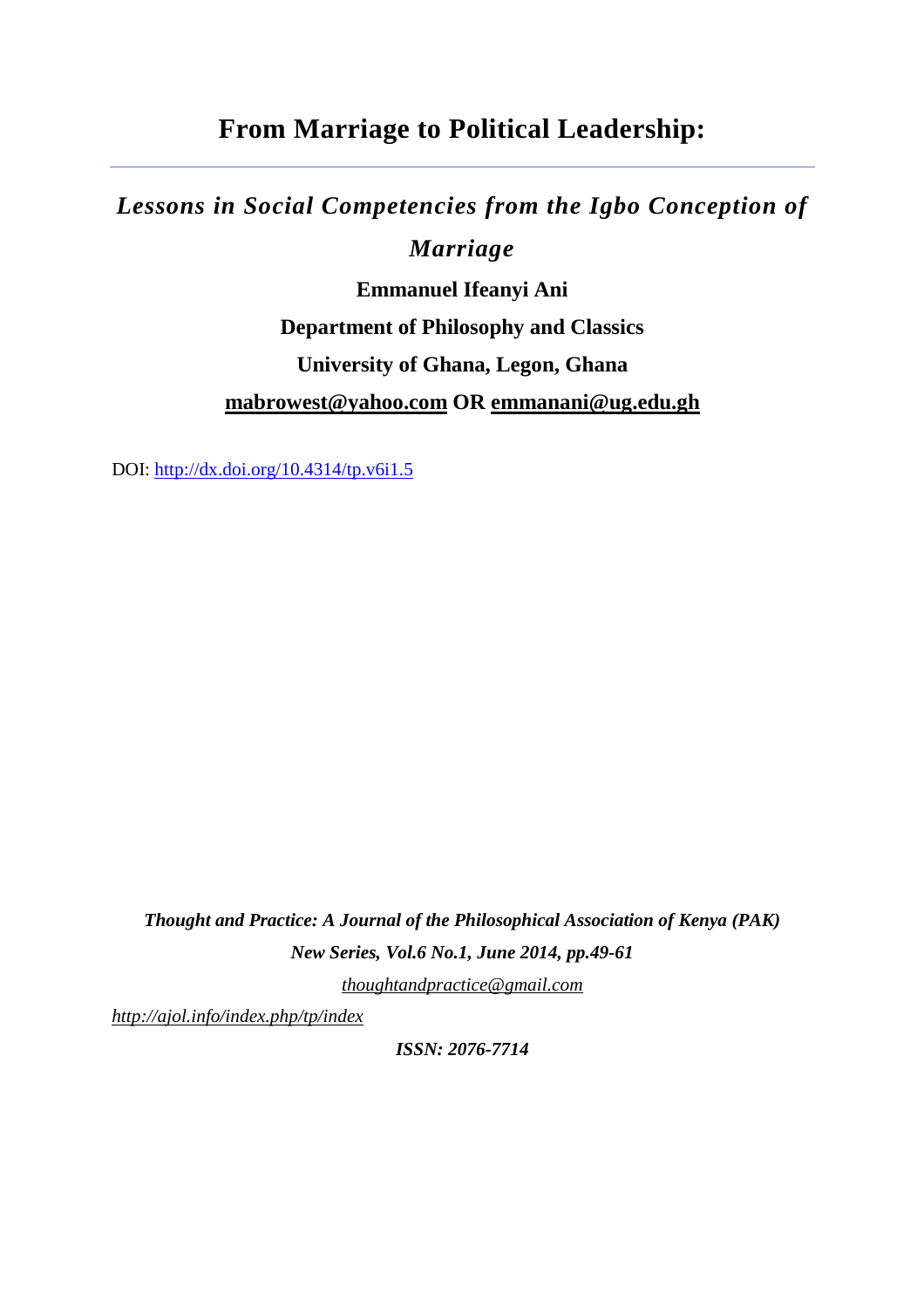# From Marriage to Political Leadership:

## *Lessons in Social Competencies from the Igbo Conception of Marriage*

**Emmanuel Ifeanyi Ani**

**Department of Philosophy and Classics**

**University of Ghana, Legon, Ghana**

**mabrowest@yahoo.com OR emmanani@ug.edu.gh**

DOI: http://dx.doi.org/10.4314/tp.v6i1.5

***Thought and Practice: A Journal of the Philosophical Association of Kenya (PAK)***

***New Series, Vol.6 No.1, June 2014, pp.49-61***

*thoughtandpractice@gmail.com*

*http://ajol.info/index.php/tp/index*

***ISSN: 2076-7714***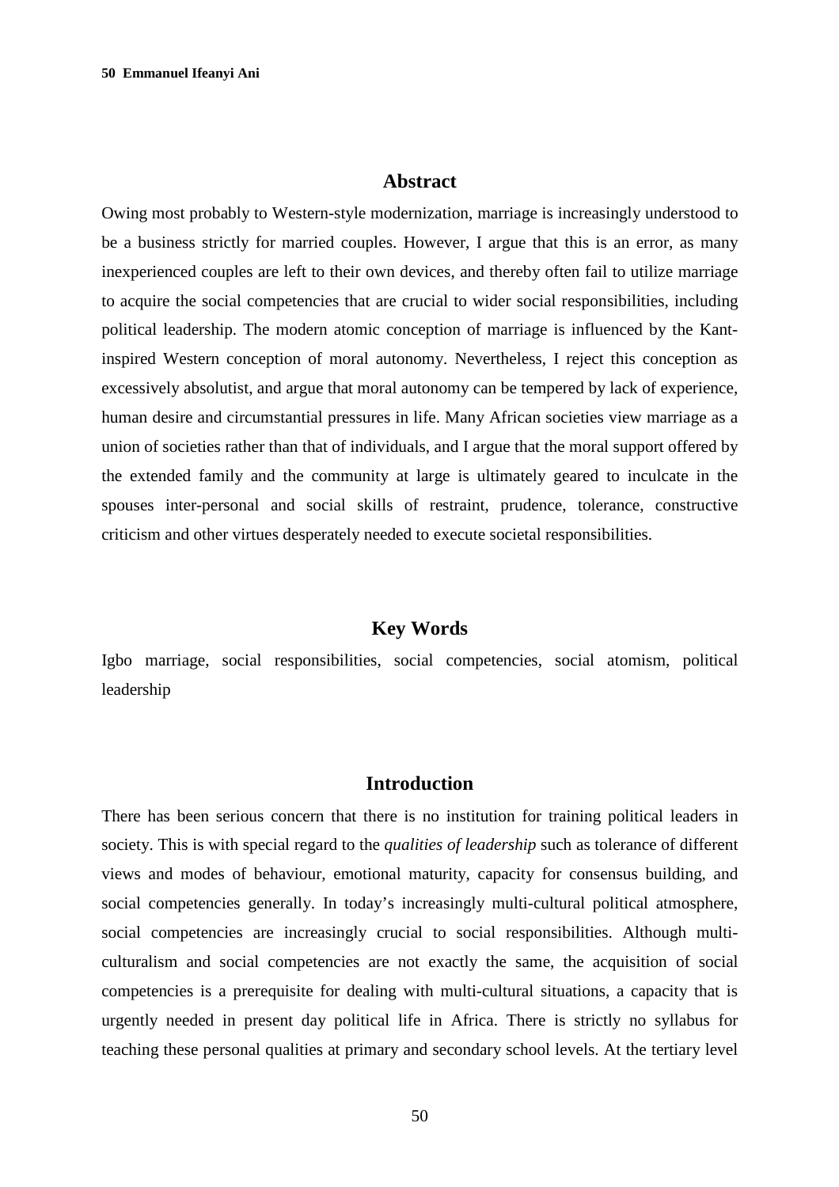## Abstract

Owing most probably to Western-style modernization, marriage is increasingly understood to be a business strictly for married couples. However, I argue that this is an error, as many inexperienced couples are left to their own devices, and thereby often fail to utilize marriage to acquire the social competencies that are crucial to wider social responsibilities, including political leadership. The modern atomic conception of marriage is influenced by the Kant-inspired Western conception of moral autonomy. Nevertheless, I reject this conception as excessively absolutist, and argue that moral autonomy can be tempered by lack of experience, human desire and circumstantial pressures in life. Many African societies view marriage as a union of societies rather than that of individuals, and I argue that the moral support offered by the extended family and the community at large is ultimately geared to inculcate in the spouses inter-personal and social skills of restraint, prudence, tolerance, constructive criticism and other virtues desperately needed to execute societal responsibilities.

## Key Words

Igbo marriage, social responsibilities, social competencies, social atomism, political leadership

## Introduction

There has been serious concern that there is no institution for training political leaders in society. This is with special regard to the *qualities of leadership* such as tolerance of different views and modes of behaviour, emotional maturity, capacity for consensus building, and social competencies generally. In today's increasingly multi-cultural political atmosphere, social competencies are increasingly crucial to social responsibilities. Although multi-culturalism and social competencies are not exactly the same, the acquisition of social competencies is a prerequisite for dealing with multi-cultural situations, a capacity that is urgently needed in present day political life in Africa. There is strictly no syllabus for teaching these personal qualities at primary and secondary school levels. At the tertiary level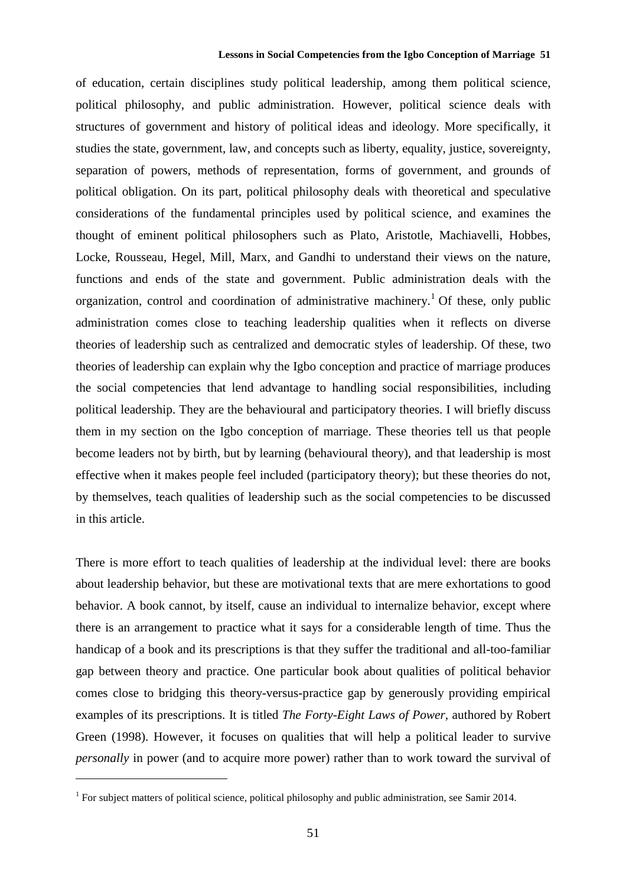of education, certain disciplines study political leadership, among them political science, political philosophy, and public administration. However, political science deals with structures of government and history of political ideas and ideology. More specifically, it studies the state, government, law, and concepts such as liberty, equality, justice, sovereignty, separation of powers, methods of representation, forms of government, and grounds of political obligation. On its part, political philosophy deals with theoretical and speculative considerations of the fundamental principles used by political science, and examines the thought of eminent political philosophers such as Plato, Aristotle, Machiavelli, Hobbes, Locke, Rousseau, Hegel, Mill, Marx, and Gandhi to understand their views on the nature, functions and ends of the state and government. Public administration deals with the organization, control and coordination of administrative machinery.[1] Of these, only public administration comes close to teaching leadership qualities when it reflects on diverse theories of leadership such as centralized and democratic styles of leadership. Of these, two theories of leadership can explain why the Igbo conception and practice of marriage produces the social competencies that lend advantage to handling social responsibilities, including political leadership. They are the behavioural and participatory theories. I will briefly discuss them in my section on the Igbo conception of marriage. These theories tell us that people become leaders not by birth, but by learning (behavioural theory), and that leadership is most effective when it makes people feel included (participatory theory); but these theories do not, by themselves, teach qualities of leadership such as the social competencies to be discussed in this article.

There is more effort to teach qualities of leadership at the individual level: there are books about leadership behavior, but these are motivational texts that are mere exhortations to good behavior. A book cannot, by itself, cause an individual to internalize behavior, except where there is an arrangement to practice what it says for a considerable length of time. Thus the handicap of a book and its prescriptions is that they suffer the traditional and all-too-familiar gap between theory and practice. One particular book about qualities of political behavior comes close to bridging this theory-versus-practice gap by generously providing empirical examples of its prescriptions. It is titled *The Forty-Eight Laws of Power*, authored by Robert Green (1998). However, it focuses on qualities that will help a political leader to survive *personally* in power (and to acquire more power) rather than to work toward the survival of

[1] For subject matters of political science, political philosophy and public administration, see Samir 2014.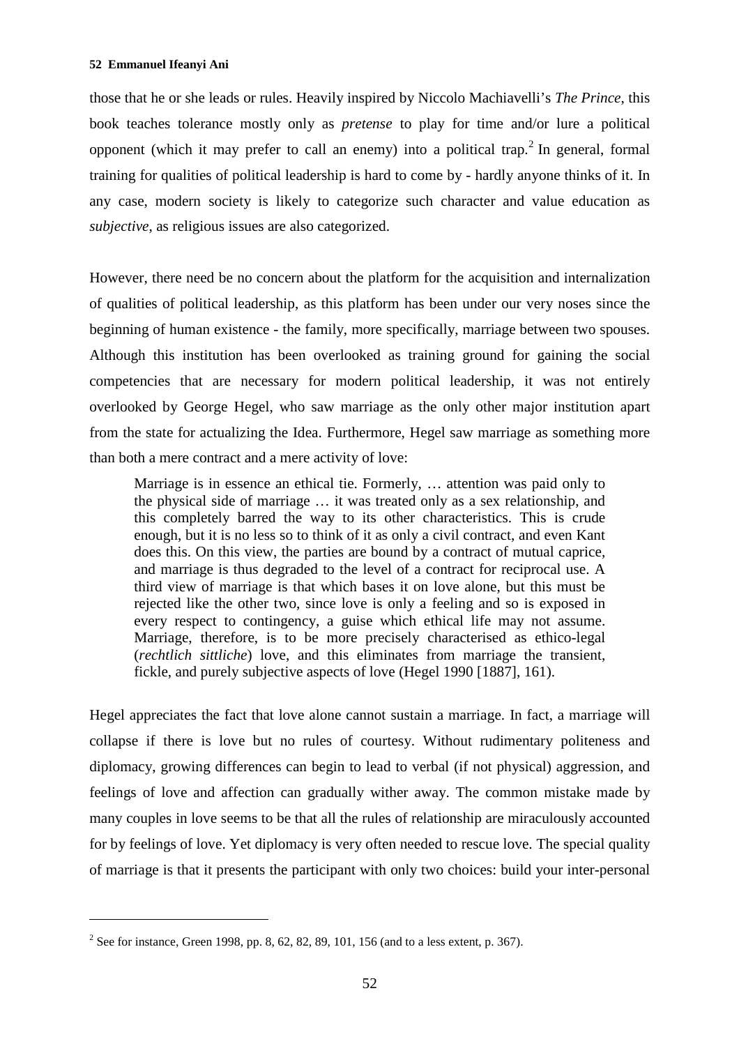those that he or she leads or rules. Heavily inspired by Niccolo Machiavelli's *The Prince*, this book teaches tolerance mostly only as *pretense* to play for time and/or lure a political opponent (which it may prefer to call an enemy) into a political trap.[2] In general, formal training for qualities of political leadership is hard to come by - hardly anyone thinks of it. In any case, modern society is likely to categorize such character and value education as *subjective*, as religious issues are also categorized.

However, there need be no concern about the platform for the acquisition and internalization of qualities of political leadership, as this platform has been under our very noses since the beginning of human existence - the family, more specifically, marriage between two spouses. Although this institution has been overlooked as training ground for gaining the social competencies that are necessary for modern political leadership, it was not entirely overlooked by George Hegel, who saw marriage as the only other major institution apart from the state for actualizing the Idea. Furthermore, Hegel saw marriage as something more than both a mere contract and a mere activity of love:

> Marriage is in essence an ethical tie. Formerly, … attention was paid only to the physical side of marriage … it was treated only as a sex relationship, and this completely barred the way to its other characteristics. This is crude enough, but it is no less so to think of it as only a civil contract, and even Kant does this. On this view, the parties are bound by a contract of mutual caprice, and marriage is thus degraded to the level of a contract for reciprocal use. A third view of marriage is that which bases it on love alone, but this must be rejected like the other two, since love is only a feeling and so is exposed in every respect to contingency, a guise which ethical life may not assume. Marriage, therefore, is to be more precisely characterised as ethico-legal (*rechtlich sittliche*) love, and this eliminates from marriage the transient, fickle, and purely subjective aspects of love (Hegel 1990 [1887], 161).

Hegel appreciates the fact that love alone cannot sustain a marriage. In fact, a marriage will collapse if there is love but no rules of courtesy. Without rudimentary politeness and diplomacy, growing differences can begin to lead to verbal (if not physical) aggression, and feelings of love and affection can gradually wither away. The common mistake made by many couples in love seems to be that all the rules of relationship are miraculously accounted for by feelings of love. Yet diplomacy is very often needed to rescue love. The special quality of marriage is that it presents the participant with only two choices: build your inter-personal

[2] See for instance, Green 1998, pp. 8, 62, 82, 89, 101, 156 (and to a less extent, p. 367).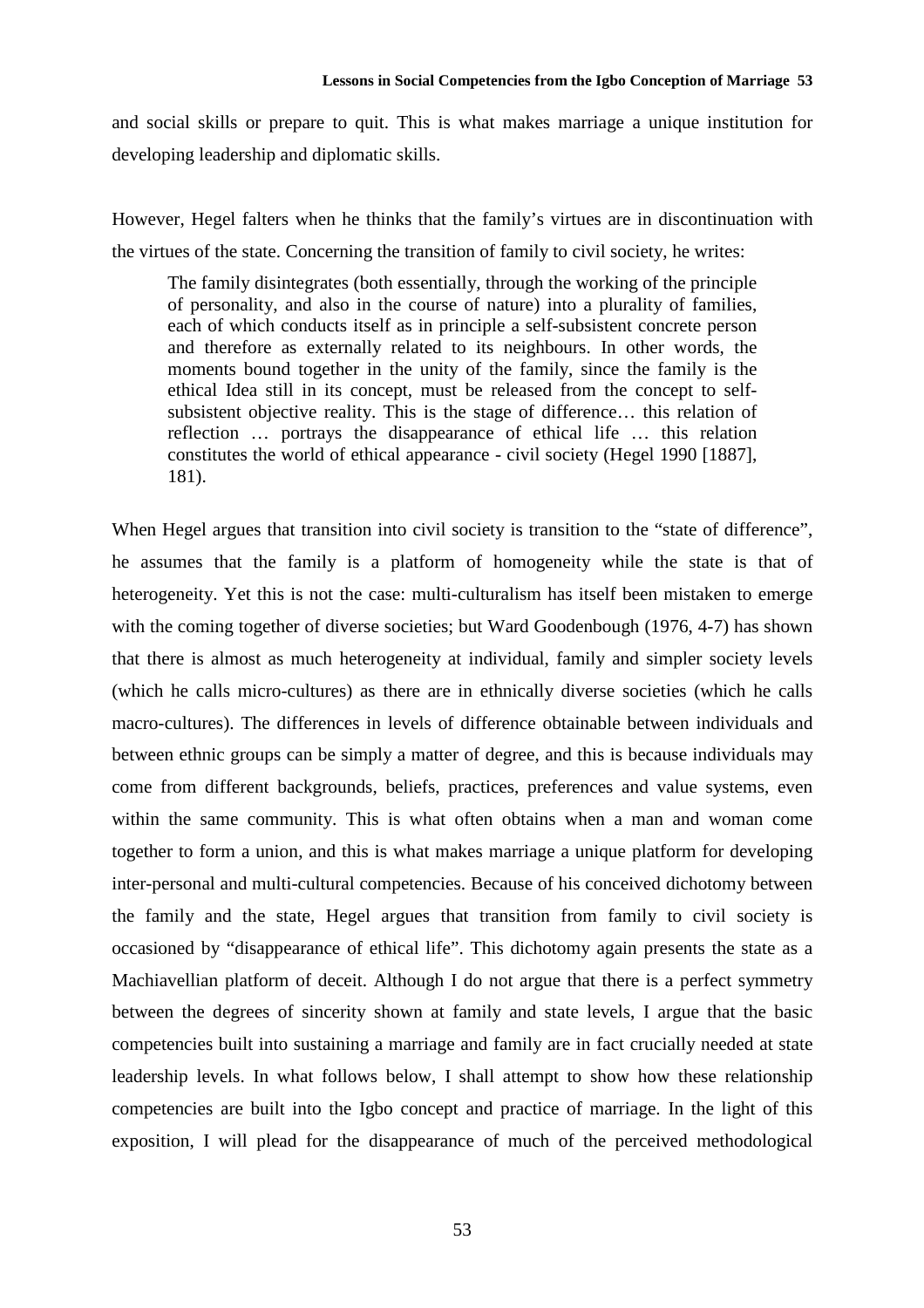and social skills or prepare to quit. This is what makes marriage a unique institution for developing leadership and diplomatic skills.

However, Hegel falters when he thinks that the family's virtues are in discontinuation with the virtues of the state. Concerning the transition of family to civil society, he writes:

> The family disintegrates (both essentially, through the working of the principle of personality, and also in the course of nature) into a plurality of families, each of which conducts itself as in principle a self-subsistent concrete person and therefore as externally related to its neighbours. In other words, the moments bound together in the unity of the family, since the family is the ethical Idea still in its concept, must be released from the concept to self-subsistent objective reality. This is the stage of difference… this relation of reflection … portrays the disappearance of ethical life … this relation constitutes the world of ethical appearance - civil society (Hegel 1990 [1887], 181).

When Hegel argues that transition into civil society is transition to the "state of difference", he assumes that the family is a platform of homogeneity while the state is that of heterogeneity. Yet this is not the case: multi-culturalism has itself been mistaken to emerge with the coming together of diverse societies; but Ward Goodenbough (1976, 4-7) has shown that there is almost as much heterogeneity at individual, family and simpler society levels (which he calls micro-cultures) as there are in ethnically diverse societies (which he calls macro-cultures). The differences in levels of difference obtainable between individuals and between ethnic groups can be simply a matter of degree, and this is because individuals may come from different backgrounds, beliefs, practices, preferences and value systems, even within the same community. This is what often obtains when a man and woman come together to form a union, and this is what makes marriage a unique platform for developing inter-personal and multi-cultural competencies. Because of his conceived dichotomy between the family and the state, Hegel argues that transition from family to civil society is occasioned by "disappearance of ethical life". This dichotomy again presents the state as a Machiavellian platform of deceit. Although I do not argue that there is a perfect symmetry between the degrees of sincerity shown at family and state levels, I argue that the basic competencies built into sustaining a marriage and family are in fact crucially needed at state leadership levels. In what follows below, I shall attempt to show how these relationship competencies are built into the Igbo concept and practice of marriage. In the light of this exposition, I will plead for the disappearance of much of the perceived methodological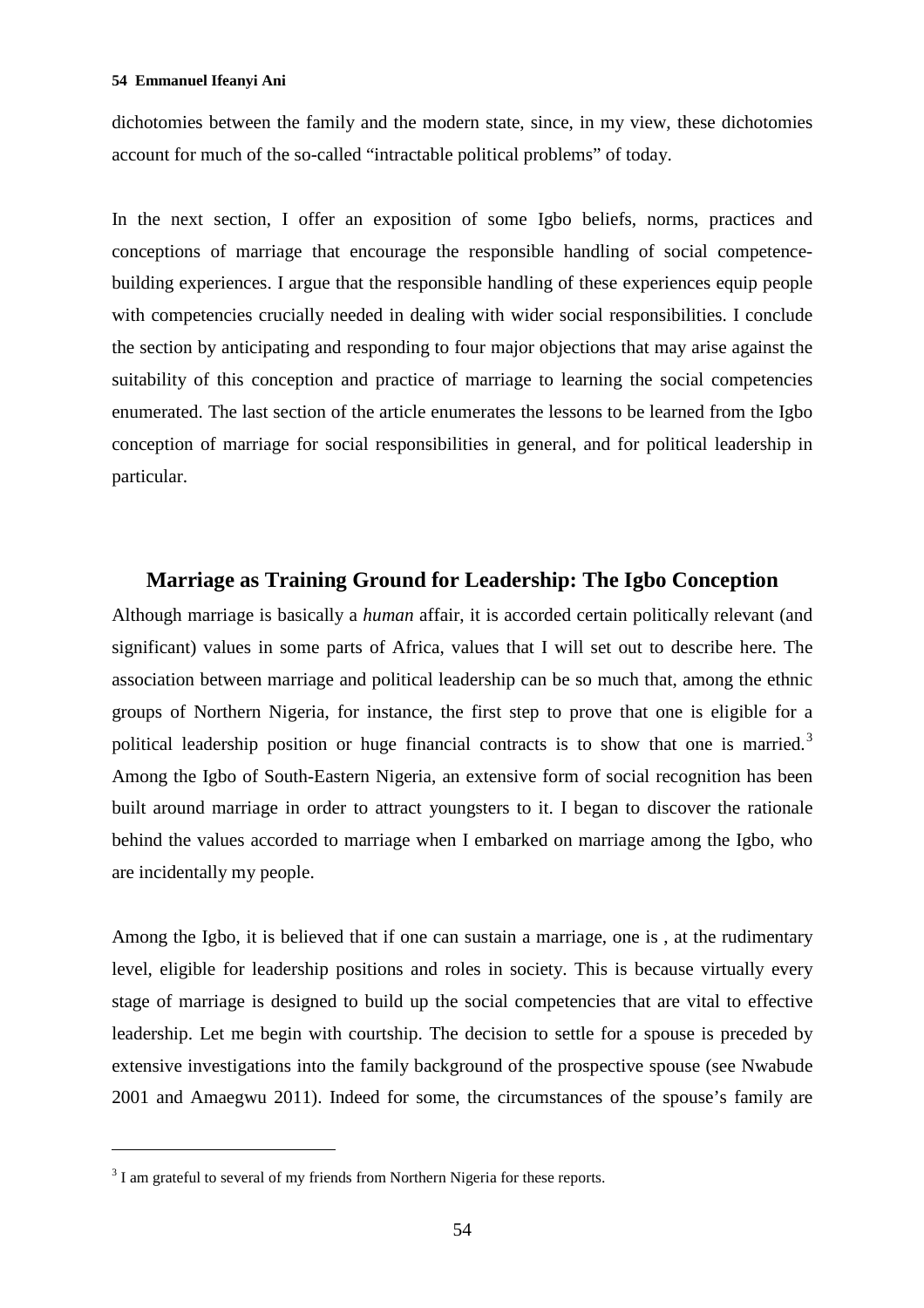dichotomies between the family and the modern state, since, in my view, these dichotomies account for much of the so-called “intractable political problems” of today.

In the next section, I offer an exposition of some Igbo beliefs, norms, practices and conceptions of marriage that encourage the responsible handling of social competence-building experiences. I argue that the responsible handling of these experiences equip people with competencies crucially needed in dealing with wider social responsibilities. I conclude the section by anticipating and responding to four major objections that may arise against the suitability of this conception and practice of marriage to learning the social competencies enumerated. The last section of the article enumerates the lessons to be learned from the Igbo conception of marriage for social responsibilities in general, and for political leadership in particular.

## Marriage as Training Ground for Leadership: The Igbo Conception

Although marriage is basically a *human* affair, it is accorded certain politically relevant (and significant) values in some parts of Africa, values that I will set out to describe here. The association between marriage and political leadership can be so much that, among the ethnic groups of Northern Nigeria, for instance, the first step to prove that one is eligible for a political leadership position or huge financial contracts is to show that one is married.[3] Among the Igbo of South-Eastern Nigeria, an extensive form of social recognition has been built around marriage in order to attract youngsters to it. I began to discover the rationale behind the values accorded to marriage when I embarked on marriage among the Igbo, who are incidentally my people.

Among the Igbo, it is believed that if one can sustain a marriage, one is , at the rudimentary level, eligible for leadership positions and roles in society. This is because virtually every stage of marriage is designed to build up the social competencies that are vital to effective leadership. Let me begin with courtship. The decision to settle for a spouse is preceded by extensive investigations into the family background of the prospective spouse (see Nwabude 2001 and Amaegwu 2011). Indeed for some, the circumstances of the spouse’s family are

[3] I am grateful to several of my friends from Northern Nigeria for these reports.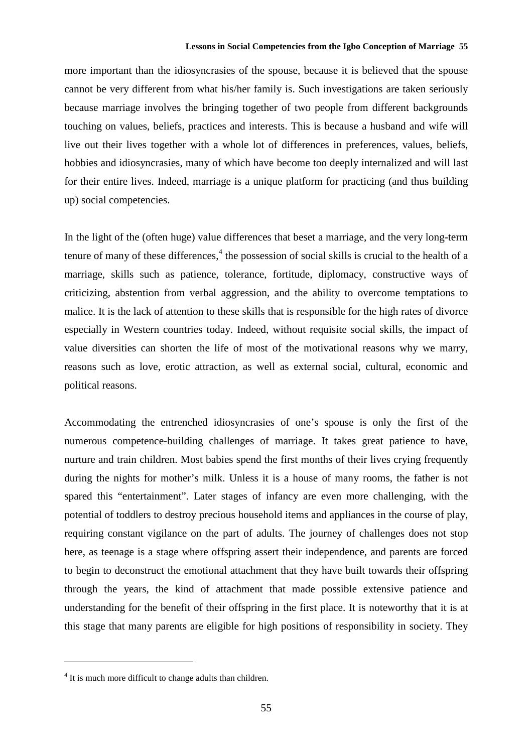more important than the idiosyncrasies of the spouse, because it is believed that the spouse cannot be very different from what his/her family is. Such investigations are taken seriously because marriage involves the bringing together of two people from different backgrounds touching on values, beliefs, practices and interests. This is because a husband and wife will live out their lives together with a whole lot of differences in preferences, values, beliefs, hobbies and idiosyncrasies, many of which have become too deeply internalized and will last for their entire lives. Indeed, marriage is a unique platform for practicing (and thus building up) social competencies.

In the light of the (often huge) value differences that beset a marriage, and the very long-term tenure of many of these differences,[4] the possession of social skills is crucial to the health of a marriage, skills such as patience, tolerance, fortitude, diplomacy, constructive ways of criticizing, abstention from verbal aggression, and the ability to overcome temptations to malice. It is the lack of attention to these skills that is responsible for the high rates of divorce especially in Western countries today. Indeed, without requisite social skills, the impact of value diversities can shorten the life of most of the motivational reasons why we marry, reasons such as love, erotic attraction, as well as external social, cultural, economic and political reasons.

Accommodating the entrenched idiosyncrasies of one's spouse is only the first of the numerous competence-building challenges of marriage. It takes great patience to have, nurture and train children. Most babies spend the first months of their lives crying frequently during the nights for mother's milk. Unless it is a house of many rooms, the father is not spared this "entertainment". Later stages of infancy are even more challenging, with the potential of toddlers to destroy precious household items and appliances in the course of play, requiring constant vigilance on the part of adults. The journey of challenges does not stop here, as teenage is a stage where offspring assert their independence, and parents are forced to begin to deconstruct the emotional attachment that they have built towards their offspring through the years, the kind of attachment that made possible extensive patience and understanding for the benefit of their offspring in the first place. It is noteworthy that it is at this stage that many parents are eligible for high positions of responsibility in society. They

[4] It is much more difficult to change adults than children.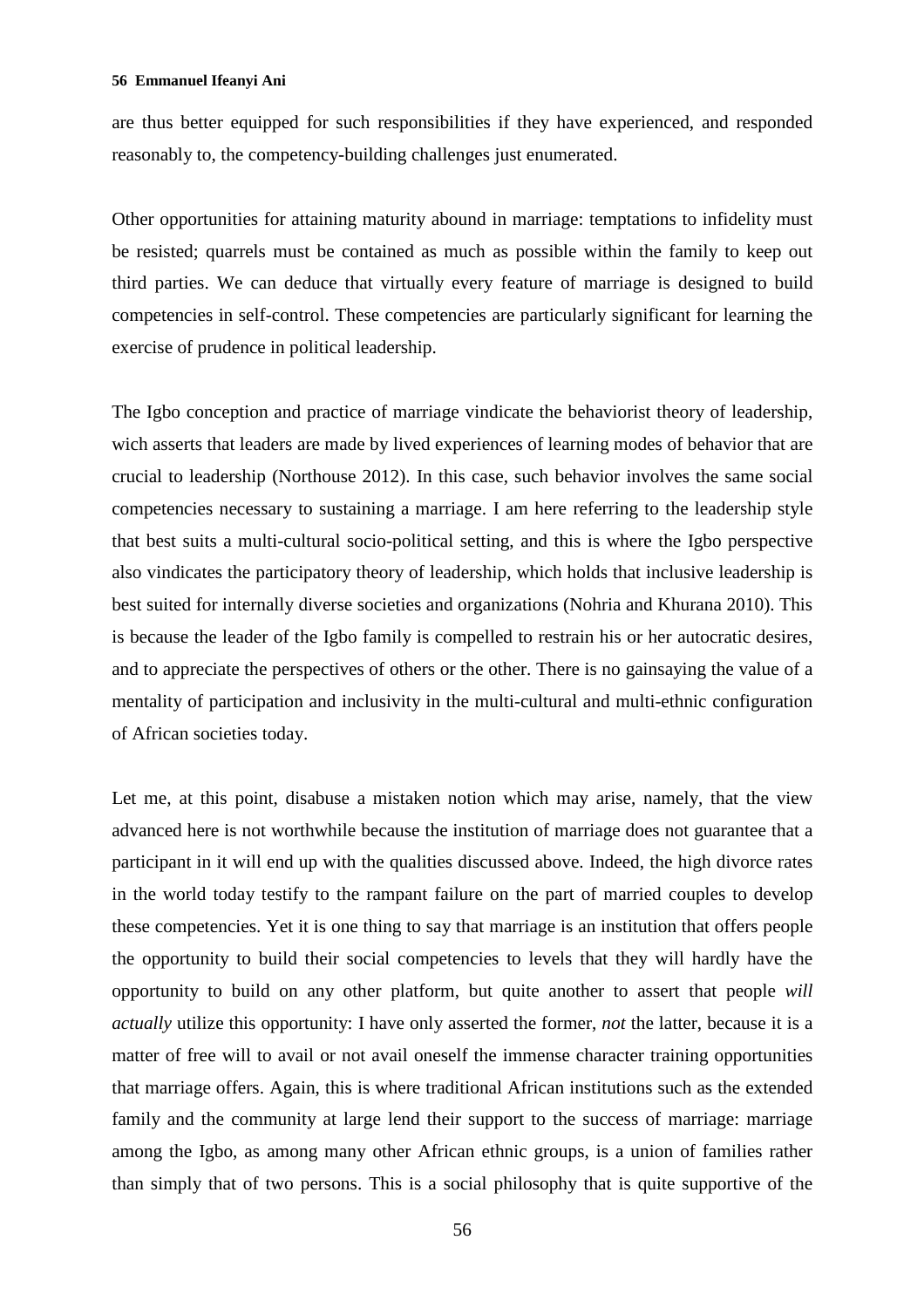are thus better equipped for such responsibilities if they have experienced, and responded reasonably to, the competency-building challenges just enumerated.

Other opportunities for attaining maturity abound in marriage: temptations to infidelity must be resisted; quarrels must be contained as much as possible within the family to keep out third parties. We can deduce that virtually every feature of marriage is designed to build competencies in self-control. These competencies are particularly significant for learning the exercise of prudence in political leadership.

The Igbo conception and practice of marriage vindicate the behaviorist theory of leadership, wich asserts that leaders are made by lived experiences of learning modes of behavior that are crucial to leadership (Northouse 2012). In this case, such behavior involves the same social competencies necessary to sustaining a marriage. I am here referring to the leadership style that best suits a multi-cultural socio-political setting, and this is where the Igbo perspective also vindicates the participatory theory of leadership, which holds that inclusive leadership is best suited for internally diverse societies and organizations (Nohria and Khurana 2010). This is because the leader of the Igbo family is compelled to restrain his or her autocratic desires, and to appreciate the perspectives of others or the other. There is no gainsaying the value of a mentality of participation and inclusivity in the multi-cultural and multi-ethnic configuration of African societies today.

Let me, at this point, disabuse a mistaken notion which may arise, namely, that the view advanced here is not worthwhile because the institution of marriage does not guarantee that a participant in it will end up with the qualities discussed above. Indeed, the high divorce rates in the world today testify to the rampant failure on the part of married couples to develop these competencies. Yet it is one thing to say that marriage is an institution that offers people the opportunity to build their social competencies to levels that they will hardly have the opportunity to build on any other platform, but quite another to assert that people *will actually* utilize this opportunity: I have only asserted the former, *not* the latter, because it is a matter of free will to avail or not avail oneself the immense character training opportunities that marriage offers. Again, this is where traditional African institutions such as the extended family and the community at large lend their support to the success of marriage: marriage among the Igbo, as among many other African ethnic groups, is a union of families rather than simply that of two persons. This is a social philosophy that is quite supportive of the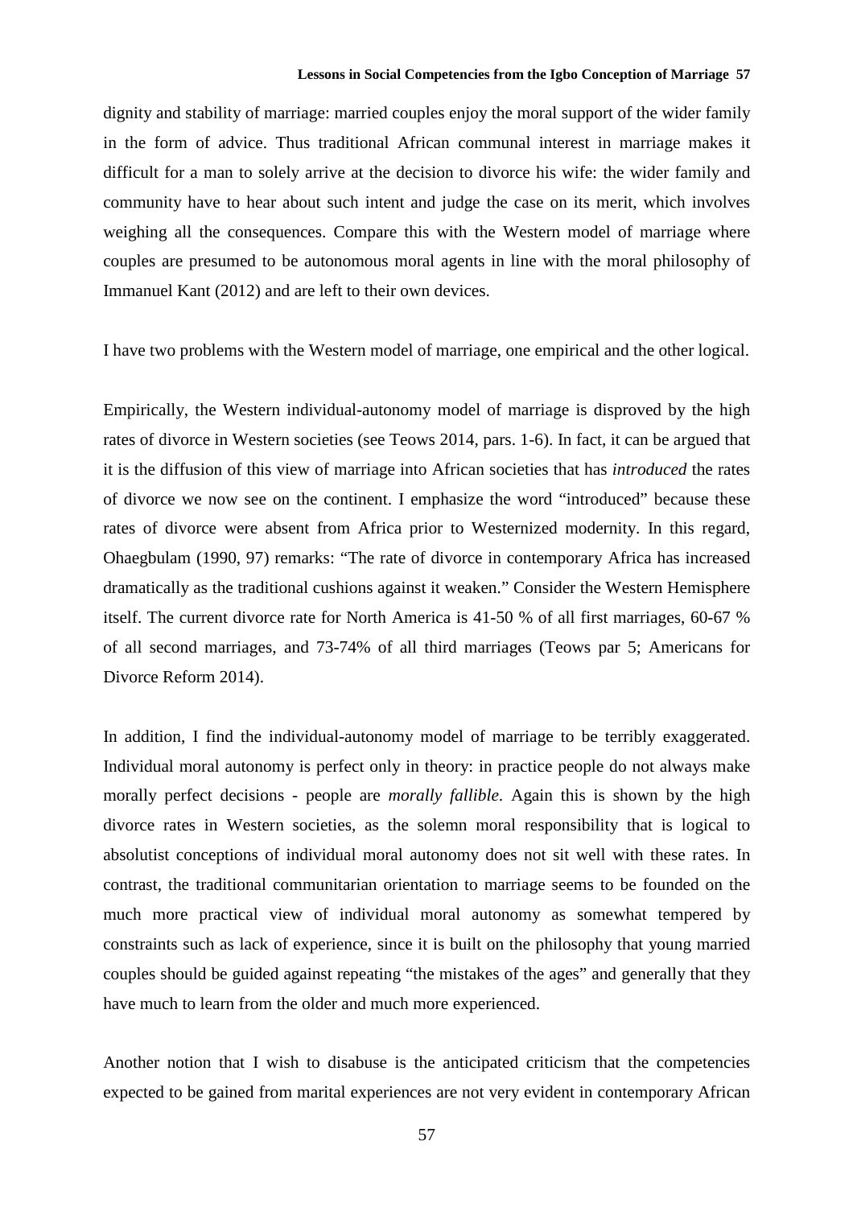dignity and stability of marriage: married couples enjoy the moral support of the wider family in the form of advice. Thus traditional African communal interest in marriage makes it difficult for a man to solely arrive at the decision to divorce his wife: the wider family and community have to hear about such intent and judge the case on its merit, which involves weighing all the consequences. Compare this with the Western model of marriage where couples are presumed to be autonomous moral agents in line with the moral philosophy of Immanuel Kant (2012) and are left to their own devices.

I have two problems with the Western model of marriage, one empirical and the other logical.

Empirically, the Western individual-autonomy model of marriage is disproved by the high rates of divorce in Western societies (see Teows 2014, pars. 1-6). In fact, it can be argued that it is the diffusion of this view of marriage into African societies that has *introduced* the rates of divorce we now see on the continent. I emphasize the word "introduced" because these rates of divorce were absent from Africa prior to Westernized modernity. In this regard, Ohaegbulam (1990, 97) remarks: "The rate of divorce in contemporary Africa has increased dramatically as the traditional cushions against it weaken." Consider the Western Hemisphere itself. The current divorce rate for North America is 41-50 % of all first marriages, 60-67 % of all second marriages, and 73-74% of all third marriages (Teows par 5; Americans for Divorce Reform 2014).

In addition, I find the individual-autonomy model of marriage to be terribly exaggerated. Individual moral autonomy is perfect only in theory: in practice people do not always make morally perfect decisions - people are *morally fallible.* Again this is shown by the high divorce rates in Western societies, as the solemn moral responsibility that is logical to absolutist conceptions of individual moral autonomy does not sit well with these rates. In contrast, the traditional communitarian orientation to marriage seems to be founded on the much more practical view of individual moral autonomy as somewhat tempered by constraints such as lack of experience, since it is built on the philosophy that young married couples should be guided against repeating "the mistakes of the ages" and generally that they have much to learn from the older and much more experienced.

Another notion that I wish to disabuse is the anticipated criticism that the competencies expected to be gained from marital experiences are not very evident in contemporary African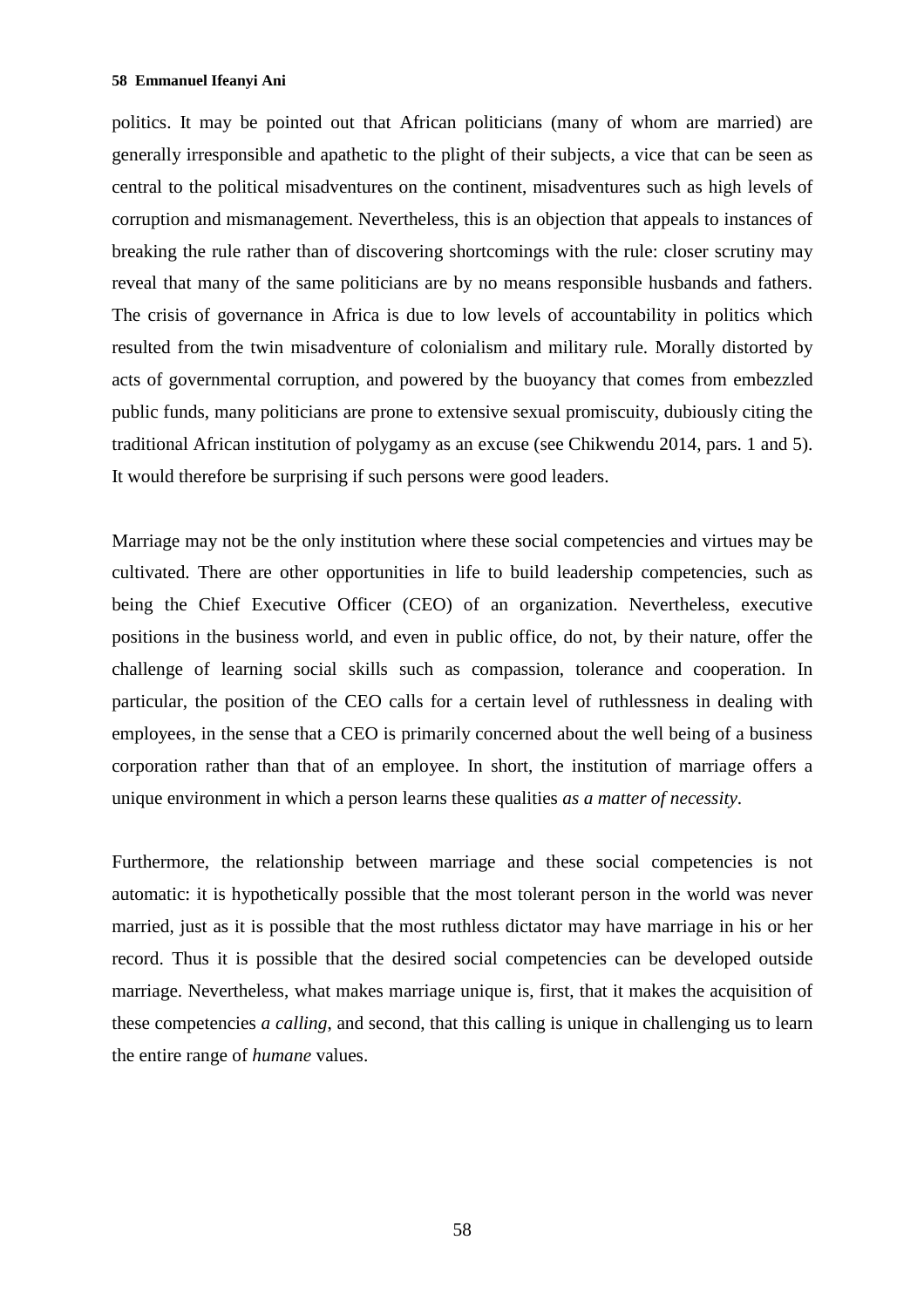politics. It may be pointed out that African politicians (many of whom are married) are generally irresponsible and apathetic to the plight of their subjects, a vice that can be seen as central to the political misadventures on the continent, misadventures such as high levels of corruption and mismanagement. Nevertheless, this is an objection that appeals to instances of breaking the rule rather than of discovering shortcomings with the rule: closer scrutiny may reveal that many of the same politicians are by no means responsible husbands and fathers. The crisis of governance in Africa is due to low levels of accountability in politics which resulted from the twin misadventure of colonialism and military rule. Morally distorted by acts of governmental corruption, and powered by the buoyancy that comes from embezzled public funds, many politicians are prone to extensive sexual promiscuity, dubiously citing the traditional African institution of polygamy as an excuse (see Chikwendu 2014, pars. 1 and 5). It would therefore be surprising if such persons were good leaders.

Marriage may not be the only institution where these social competencies and virtues may be cultivated. There are other opportunities in life to build leadership competencies, such as being the Chief Executive Officer (CEO) of an organization. Nevertheless, executive positions in the business world, and even in public office, do not, by their nature, offer the challenge of learning social skills such as compassion, tolerance and cooperation. In particular, the position of the CEO calls for a certain level of ruthlessness in dealing with employees, in the sense that a CEO is primarily concerned about the well being of a business corporation rather than that of an employee. In short, the institution of marriage offers a unique environment in which a person learns these qualities *as a matter of necessity*.

Furthermore, the relationship between marriage and these social competencies is not automatic: it is hypothetically possible that the most tolerant person in the world was never married, just as it is possible that the most ruthless dictator may have marriage in his or her record. Thus it is possible that the desired social competencies can be developed outside marriage. Nevertheless, what makes marriage unique is, first, that it makes the acquisition of these competencies *a calling*, and second, that this calling is unique in challenging us to learn the entire range of *humane* values.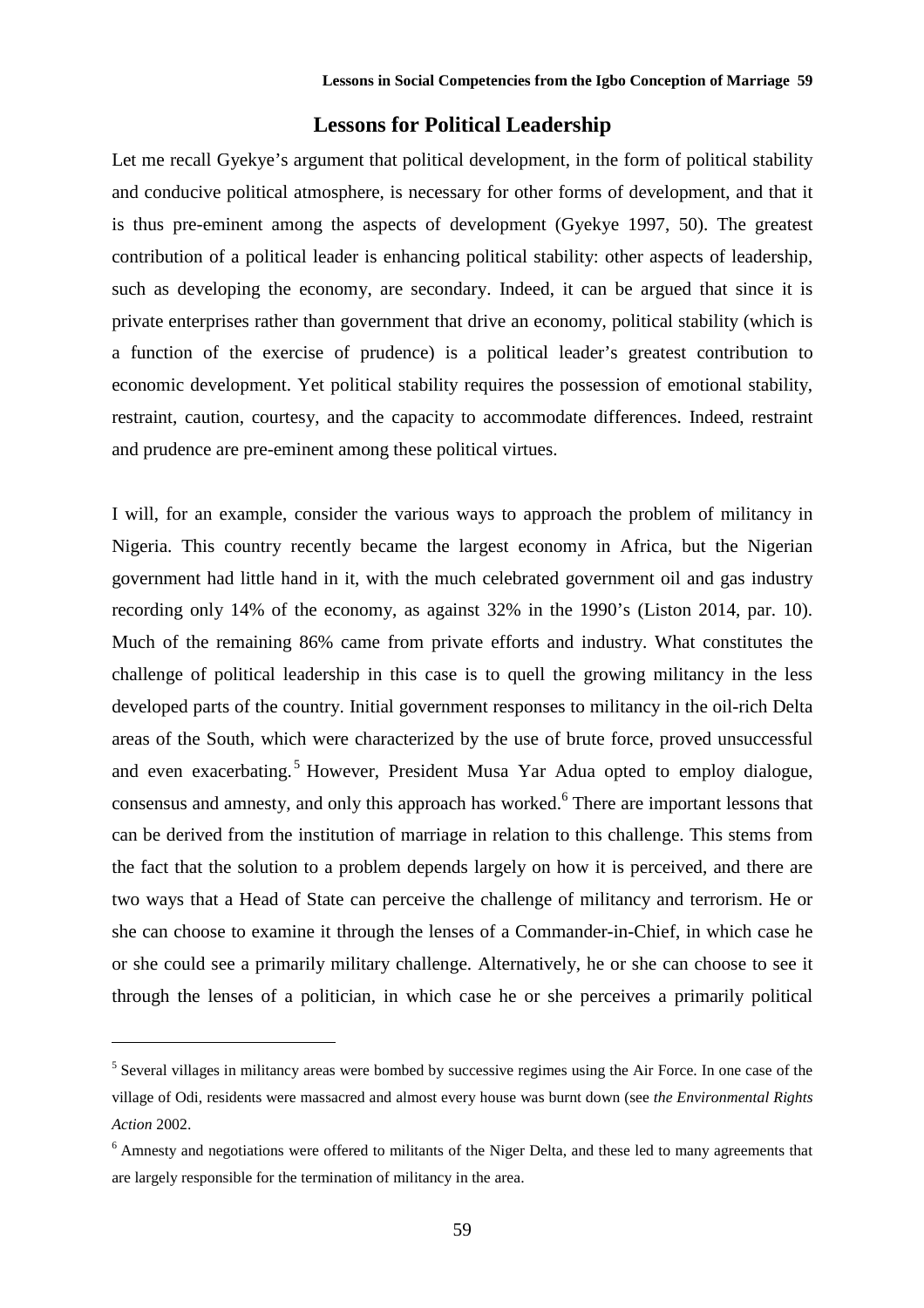## Lessons for Political Leadership

Let me recall Gyekye's argument that political development, in the form of political stability and conducive political atmosphere, is necessary for other forms of development, and that it is thus pre-eminent among the aspects of development (Gyekye 1997, 50). The greatest contribution of a political leader is enhancing political stability: other aspects of leadership, such as developing the economy, are secondary. Indeed, it can be argued that since it is private enterprises rather than government that drive an economy, political stability (which is a function of the exercise of prudence) is a political leader's greatest contribution to economic development. Yet political stability requires the possession of emotional stability, restraint, caution, courtesy, and the capacity to accommodate differences. Indeed, restraint and prudence are pre-eminent among these political virtues.

I will, for an example, consider the various ways to approach the problem of militancy in Nigeria. This country recently became the largest economy in Africa, but the Nigerian government had little hand in it, with the much celebrated government oil and gas industry recording only 14% of the economy, as against 32% in the 1990's (Liston 2014, par. 10). Much of the remaining 86% came from private efforts and industry. What constitutes the challenge of political leadership in this case is to quell the growing militancy in the less developed parts of the country. Initial government responses to militancy in the oil-rich Delta areas of the South, which were characterized by the use of brute force, proved unsuccessful and even exacerbating.[5] However, President Musa Yar Adua opted to employ dialogue, consensus and amnesty, and only this approach has worked.[6] There are important lessons that can be derived from the institution of marriage in relation to this challenge. This stems from the fact that the solution to a problem depends largely on how it is perceived, and there are two ways that a Head of State can perceive the challenge of militancy and terrorism. He or she can choose to examine it through the lenses of a Commander-in-Chief, in which case he or she could see a primarily military challenge. Alternatively, he or she can choose to see it through the lenses of a politician, in which case he or she perceives a primarily political

---

[5] Several villages in militancy areas were bombed by successive regimes using the Air Force. In one case of the village of Odi, residents were massacred and almost every house was burnt down (see *the Environmental Rights Action* 2002.

[6] Amnesty and negotiations were offered to militants of the Niger Delta, and these led to many agreements that are largely responsible for the termination of militancy in the area.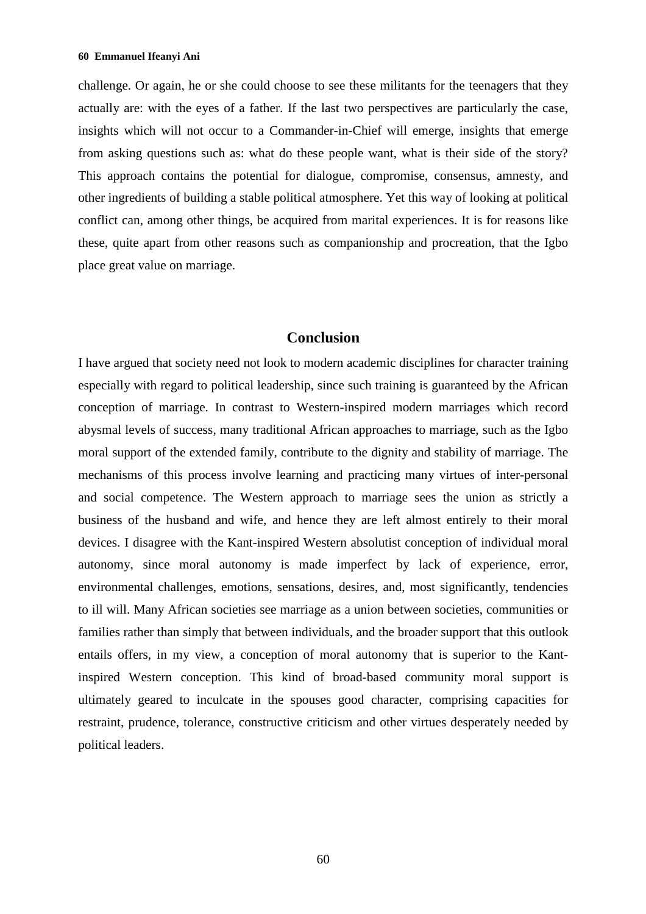challenge. Or again, he or she could choose to see these militants for the teenagers that they actually are: with the eyes of a father. If the last two perspectives are particularly the case, insights which will not occur to a Commander-in-Chief will emerge, insights that emerge from asking questions such as: what do these people want, what is their side of the story? This approach contains the potential for dialogue, compromise, consensus, amnesty, and other ingredients of building a stable political atmosphere. Yet this way of looking at political conflict can, among other things, be acquired from marital experiences. It is for reasons like these, quite apart from other reasons such as companionship and procreation, that the Igbo place great value on marriage.

## Conclusion

I have argued that society need not look to modern academic disciplines for character training especially with regard to political leadership, since such training is guaranteed by the African conception of marriage. In contrast to Western-inspired modern marriages which record abysmal levels of success, many traditional African approaches to marriage, such as the Igbo moral support of the extended family, contribute to the dignity and stability of marriage. The mechanisms of this process involve learning and practicing many virtues of inter-personal and social competence. The Western approach to marriage sees the union as strictly a business of the husband and wife, and hence they are left almost entirely to their moral devices. I disagree with the Kant-inspired Western absolutist conception of individual moral autonomy, since moral autonomy is made imperfect by lack of experience, error, environmental challenges, emotions, sensations, desires, and, most significantly, tendencies to ill will. Many African societies see marriage as a union between societies, communities or families rather than simply that between individuals, and the broader support that this outlook entails offers, in my view, a conception of moral autonomy that is superior to the Kant-inspired Western conception. This kind of broad-based community moral support is ultimately geared to inculcate in the spouses good character, comprising capacities for restraint, prudence, tolerance, constructive criticism and other virtues desperately needed by political leaders.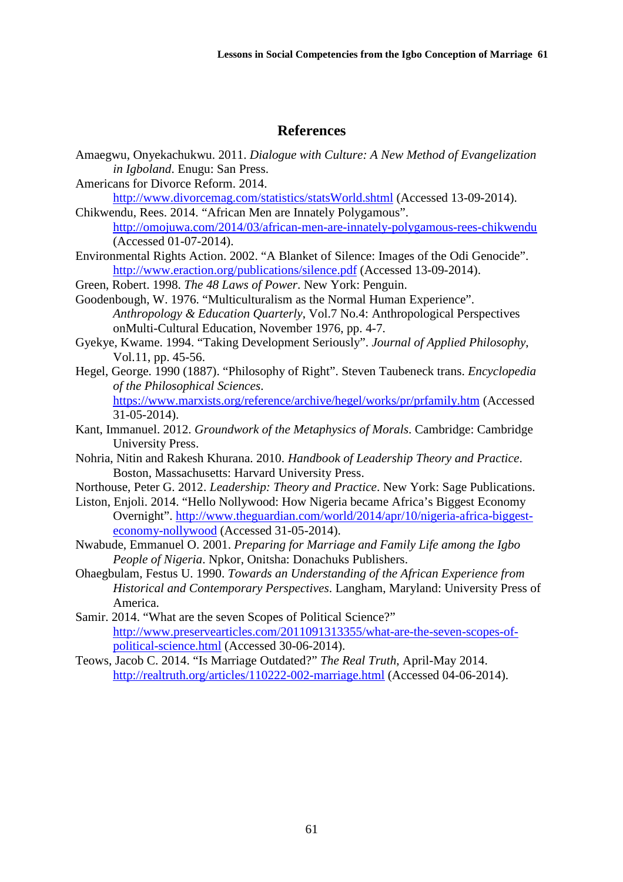## References

Amaegwu, Onyekachukwu. 2011. *Dialogue with Culture: A New Method of Evangelization in Igboland*. Enugu: San Press.

Americans for Divorce Reform. 2014. http://www.divorcemag.com/statistics/statsWorld.shtml (Accessed 13-09-2014).

Chikwendu, Rees. 2014. "African Men are Innately Polygamous". http://omojuwa.com/2014/03/african-men-are-innately-polygamous-rees-chikwendu (Accessed 01-07-2014).

Environmental Rights Action. 2002. "A Blanket of Silence: Images of the Odi Genocide". http://www.eraction.org/publications/silence.pdf (Accessed 13-09-2014).

Green, Robert. 1998. *The 48 Laws of Power*. New York: Penguin.

Goodenbough, W. 1976. "Multiculturalism as the Normal Human Experience". *Anthropology & Education Quarterly*, Vol.7 No.4: Anthropological Perspectives onMulti-Cultural Education, November 1976, pp. 4-7.

Gyekye, Kwame. 1994. "Taking Development Seriously". *Journal of Applied Philosophy*, Vol.11, pp. 45-56.

Hegel, George. 1990 (1887). "Philosophy of Right". Steven Taubeneck trans. *Encyclopedia of the Philosophical Sciences*. https://www.marxists.org/reference/archive/hegel/works/pr/prfamily.htm (Accessed 31-05-2014).

Kant, Immanuel. 2012. *Groundwork of the Metaphysics of Morals*. Cambridge: Cambridge University Press.

Nohria, Nitin and Rakesh Khurana. 2010. *Handbook of Leadership Theory and Practice*. Boston, Massachusetts: Harvard University Press.

Northouse, Peter G. 2012. *Leadership: Theory and Practice*. New York: Sage Publications.

Liston, Enjoli. 2014. "Hello Nollywood: How Nigeria became Africa's Biggest Economy Overnight". http://www.theguardian.com/world/2014/apr/10/nigeria-africa-biggest-economy-nollywood (Accessed 31-05-2014).

Nwabude, Emmanuel O. 2001. *Preparing for Marriage and Family Life among the Igbo People of Nigeria*. Npkor, Onitsha: Donachuks Publishers.

Ohaegbulam, Festus U. 1990. *Towards an Understanding of the African Experience from Historical and Contemporary Perspectives*. Langham, Maryland: University Press of America.

Samir. 2014. "What are the seven Scopes of Political Science?" http://www.preservearticles.com/2011091313355/what-are-the-seven-scopes-of-political-science.html (Accessed 30-06-2014).

Teows, Jacob C. 2014. "Is Marriage Outdated?" *The Real Truth*, April-May 2014. http://realtruth.org/articles/110222-002-marriage.html (Accessed 04-06-2014).